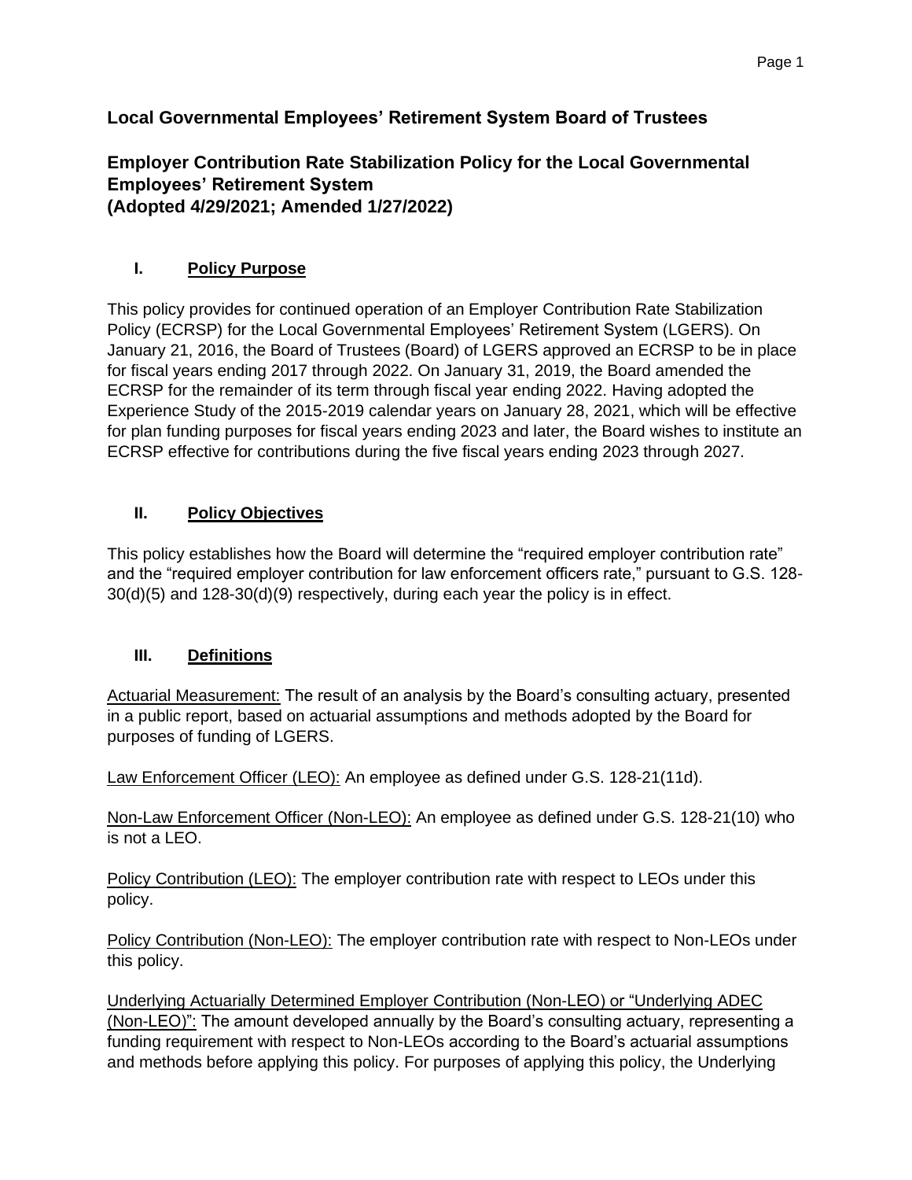# Local Governmental Employees' Retirement System Board of Trustees

## Employer Contribution Rate Stabilization Policy for the Local Governmental Employees' Retirement System (Adopted 4/29/2021; Amended 1/27/2022)

### I. Policy Purpose

This policy provides for continued operation of an Employer Contribution Rate Stabilization Policy (ECRSP) for the Local Governmental Employees' Retirement System (LGERS). On January 21, 2016, the Board of Trustees (Board) of LGERS approved an ECRSP to be in place for fiscal years ending 2017 through 2022. On January 31, 2019, the Board amended the ECRSP for the remainder of its term through fiscal year ending 2022. Having adopted the Experience Study of the 2015-2019 calendar years on January 28, 2021, which will be effective for plan funding purposes for fiscal years ending 2023 and later, the Board wishes to institute an ECRSP effective for contributions during the five fiscal years ending 2023 through 2027.

### II. Policy Objectives

This policy establishes how the Board will determine the "required employer contribution rate" and the "required employer contribution for law enforcement officers rate," pursuant to G.S. 128-30(d)(5) and 128-30(d)(9) respectively, during each year the policy is in effect.

### III. Definitions

Actuarial Measurement: The result of an analysis by the Board's consulting actuary, presented in a public report, based on actuarial assumptions and methods adopted by the Board for purposes of funding of LGERS.

Law Enforcement Officer (LEO): An employee as defined under G.S. 128-21(11d).

Non-Law Enforcement Officer (Non-LEO): An employee as defined under G.S. 128-21(10) who is not a LEO.

Policy Contribution (LEO): The employer contribution rate with respect to LEOs under this policy.

Policy Contribution (Non-LEO): The employer contribution rate with respect to Non-LEOs under this policy.

Underlying Actuarially Determined Employer Contribution (Non-LEO) or "Underlying ADEC (Non-LEO)": The amount developed annually by the Board's consulting actuary, representing a funding requirement with respect to Non-LEOs according to the Board's actuarial assumptions and methods before applying this policy. For purposes of applying this policy, the Underlying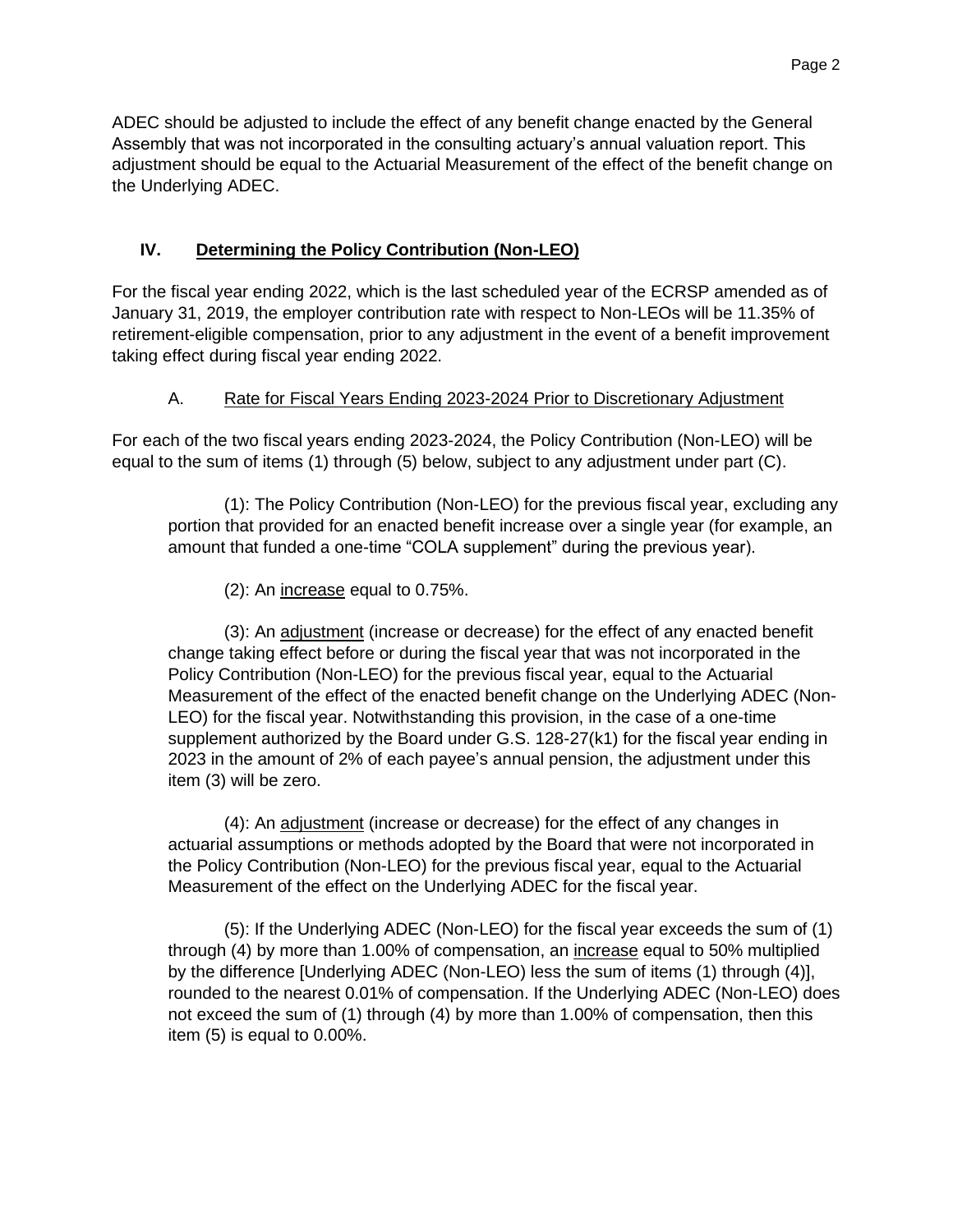ADEC should be adjusted to include the effect of any benefit change enacted by the General Assembly that was not incorporated in the consulting actuary's annual valuation report. This adjustment should be equal to the Actuarial Measurement of the effect of the benefit change on the Underlying ADEC.

## IV. Determining the Policy Contribution (Non-LEO)

For the fiscal year ending 2022, which is the last scheduled year of the ECRSP amended as of January 31, 2019, the employer contribution rate with respect to Non-LEOs will be 11.35% of retirement-eligible compensation, prior to any adjustment in the event of a benefit improvement taking effect during fiscal year ending 2022.

### A. Rate for Fiscal Years Ending 2023-2024 Prior to Discretionary Adjustment

For each of the two fiscal years ending 2023-2024, the Policy Contribution (Non-LEO) will be equal to the sum of items (1) through (5) below, subject to any adjustment under part (C).

(1): The Policy Contribution (Non-LEO) for the previous fiscal year, excluding any portion that provided for an enacted benefit increase over a single year (for example, an amount that funded a one-time "COLA supplement" during the previous year).

(2): An increase equal to 0.75%.

(3): An adjustment (increase or decrease) for the effect of any enacted benefit change taking effect before or during the fiscal year that was not incorporated in the Policy Contribution (Non-LEO) for the previous fiscal year, equal to the Actuarial Measurement of the effect of the enacted benefit change on the Underlying ADEC (Non-LEO) for the fiscal year. Notwithstanding this provision, in the case of a one-time supplement authorized by the Board under G.S. 128-27(k1) for the fiscal year ending in 2023 in the amount of 2% of each payee's annual pension, the adjustment under this item (3) will be zero.

(4): An adjustment (increase or decrease) for the effect of any changes in actuarial assumptions or methods adopted by the Board that were not incorporated in the Policy Contribution (Non-LEO) for the previous fiscal year, equal to the Actuarial Measurement of the effect on the Underlying ADEC for the fiscal year.

(5): If the Underlying ADEC (Non-LEO) for the fiscal year exceeds the sum of (1) through (4) by more than 1.00% of compensation, an increase equal to 50% multiplied by the difference [Underlying ADEC (Non-LEO) less the sum of items (1) through (4)], rounded to the nearest 0.01% of compensation. If the Underlying ADEC (Non-LEO) does not exceed the sum of (1) through (4) by more than 1.00% of compensation, then this item (5) is equal to 0.00%.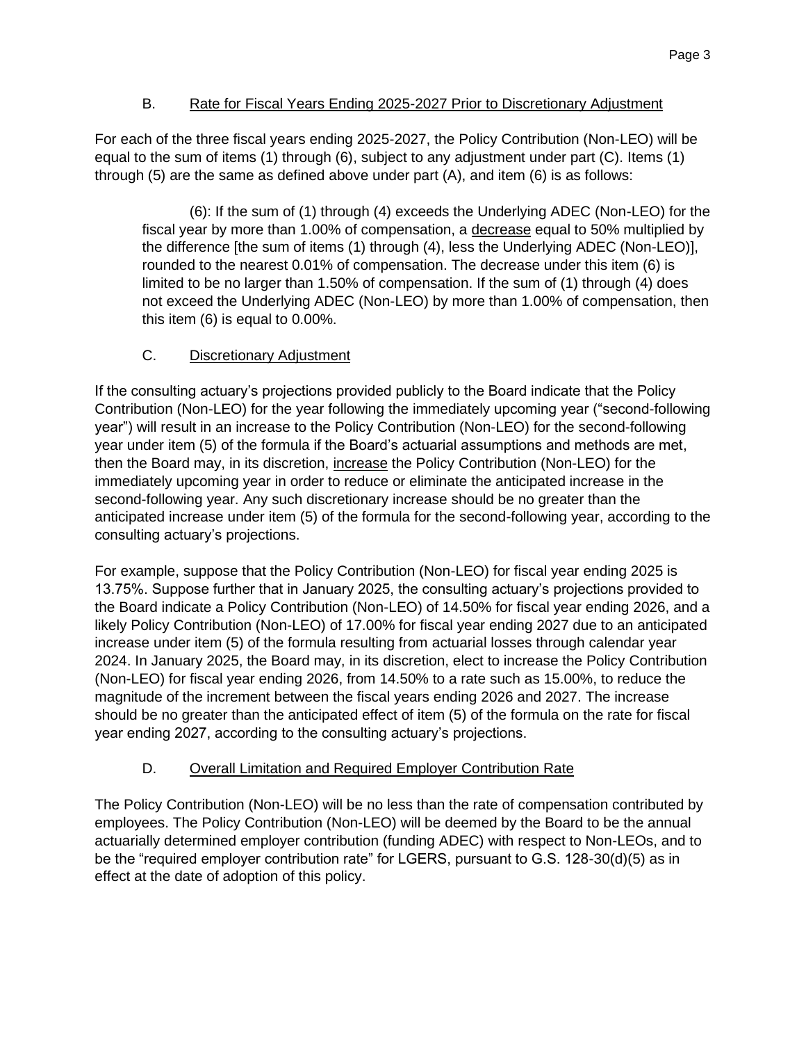### B. Rate for Fiscal Years Ending 2025-2027 Prior to Discretionary Adjustment

For each of the three fiscal years ending 2025-2027, the Policy Contribution (Non-LEO) will be equal to the sum of items (1) through (6), subject to any adjustment under part (C). Items (1) through (5) are the same as defined above under part (A), and item (6) is as follows:

> (6): If the sum of (1) through (4) exceeds the Underlying ADEC (Non-LEO) for the fiscal year by more than 1.00% of compensation, a decrease equal to 50% multiplied by the difference [the sum of items (1) through (4), less the Underlying ADEC (Non-LEO)], rounded to the nearest 0.01% of compensation. The decrease under this item (6) is limited to be no larger than 1.50% of compensation. If the sum of (1) through (4) does not exceed the Underlying ADEC (Non-LEO) by more than 1.00% of compensation, then this item (6) is equal to 0.00%.

### C. Discretionary Adjustment

If the consulting actuary's projections provided publicly to the Board indicate that the Policy Contribution (Non-LEO) for the year following the immediately upcoming year ("second-following year") will result in an increase to the Policy Contribution (Non-LEO) for the second-following year under item (5) of the formula if the Board's actuarial assumptions and methods are met, then the Board may, in its discretion, increase the Policy Contribution (Non-LEO) for the immediately upcoming year in order to reduce or eliminate the anticipated increase in the second-following year. Any such discretionary increase should be no greater than the anticipated increase under item (5) of the formula for the second-following year, according to the consulting actuary's projections.

For example, suppose that the Policy Contribution (Non-LEO) for fiscal year ending 2025 is 13.75%. Suppose further that in January 2025, the consulting actuary's projections provided to the Board indicate a Policy Contribution (Non-LEO) of 14.50% for fiscal year ending 2026, and a likely Policy Contribution (Non-LEO) of 17.00% for fiscal year ending 2027 due to an anticipated increase under item (5) of the formula resulting from actuarial losses through calendar year 2024. In January 2025, the Board may, in its discretion, elect to increase the Policy Contribution (Non-LEO) for fiscal year ending 2026, from 14.50% to a rate such as 15.00%, to reduce the magnitude of the increment between the fiscal years ending 2026 and 2027. The increase should be no greater than the anticipated effect of item (5) of the formula on the rate for fiscal year ending 2027, according to the consulting actuary's projections.

### D. Overall Limitation and Required Employer Contribution Rate

The Policy Contribution (Non-LEO) will be no less than the rate of compensation contributed by employees. The Policy Contribution (Non-LEO) will be deemed by the Board to be the annual actuarially determined employer contribution (funding ADEC) with respect to Non-LEOs, and to be the "required employer contribution rate" for LGERS, pursuant to G.S. 128-30(d)(5) as in effect at the date of adoption of this policy.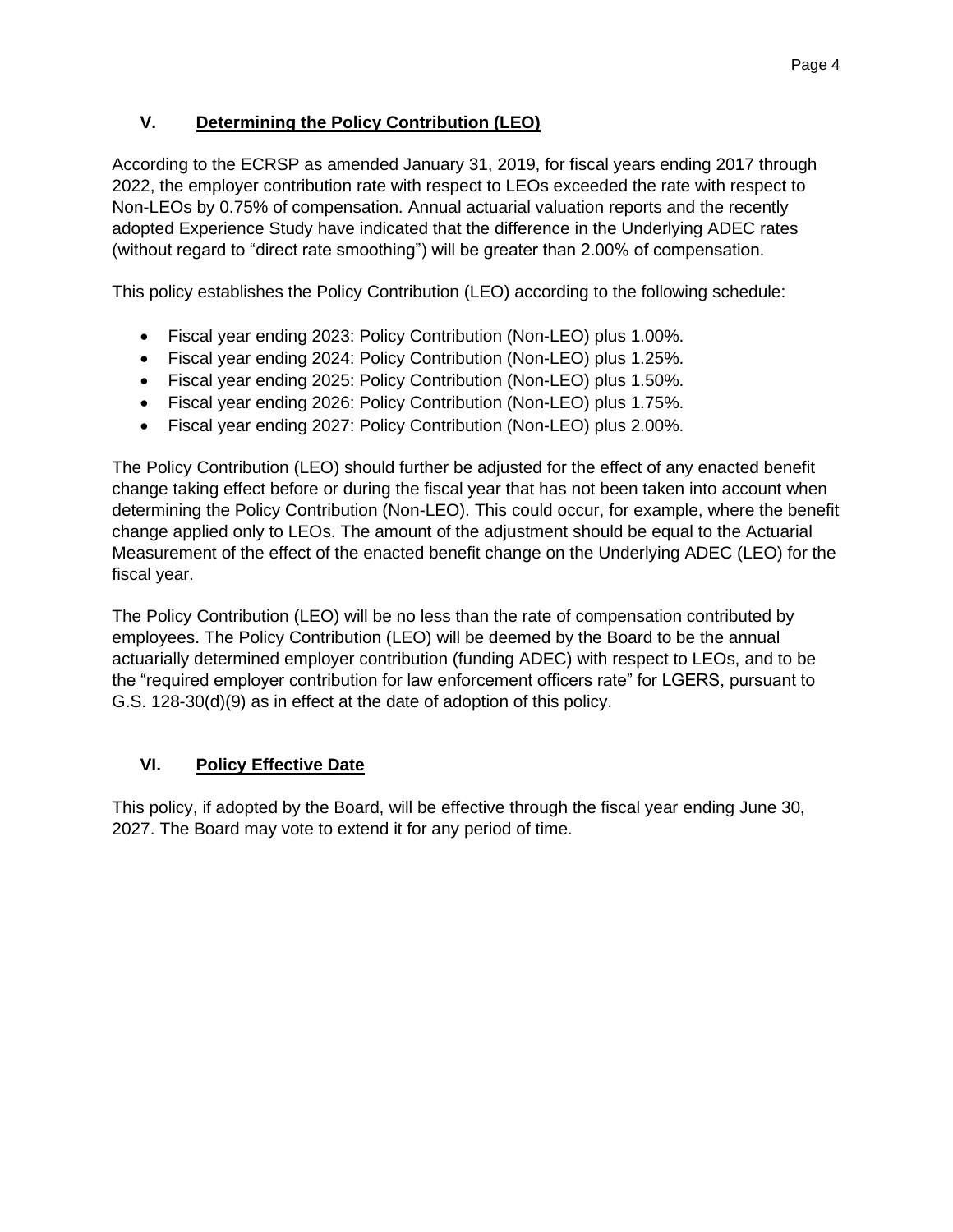## V. Determining the Policy Contribution (LEO)

According to the ECRSP as amended January 31, 2019, for fiscal years ending 2017 through 2022, the employer contribution rate with respect to LEOs exceeded the rate with respect to Non-LEOs by 0.75% of compensation. Annual actuarial valuation reports and the recently adopted Experience Study have indicated that the difference in the Underlying ADEC rates (without regard to "direct rate smoothing") will be greater than 2.00% of compensation.

This policy establishes the Policy Contribution (LEO) according to the following schedule:

- Fiscal year ending 2023: Policy Contribution (Non-LEO) plus 1.00%.
- Fiscal year ending 2024: Policy Contribution (Non-LEO) plus 1.25%.
- Fiscal year ending 2025: Policy Contribution (Non-LEO) plus 1.50%.
- Fiscal year ending 2026: Policy Contribution (Non-LEO) plus 1.75%.
- Fiscal year ending 2027: Policy Contribution (Non-LEO) plus 2.00%.

The Policy Contribution (LEO) should further be adjusted for the effect of any enacted benefit change taking effect before or during the fiscal year that has not been taken into account when determining the Policy Contribution (Non-LEO). This could occur, for example, where the benefit change applied only to LEOs. The amount of the adjustment should be equal to the Actuarial Measurement of the effect of the enacted benefit change on the Underlying ADEC (LEO) for the fiscal year.

The Policy Contribution (LEO) will be no less than the rate of compensation contributed by employees. The Policy Contribution (LEO) will be deemed by the Board to be the annual actuarially determined employer contribution (funding ADEC) with respect to LEOs, and to be the "required employer contribution for law enforcement officers rate" for LGERS, pursuant to G.S. 128-30(d)(9) as in effect at the date of adoption of this policy.

## VI. Policy Effective Date

This policy, if adopted by the Board, will be effective through the fiscal year ending June 30, 2027. The Board may vote to extend it for any period of time.